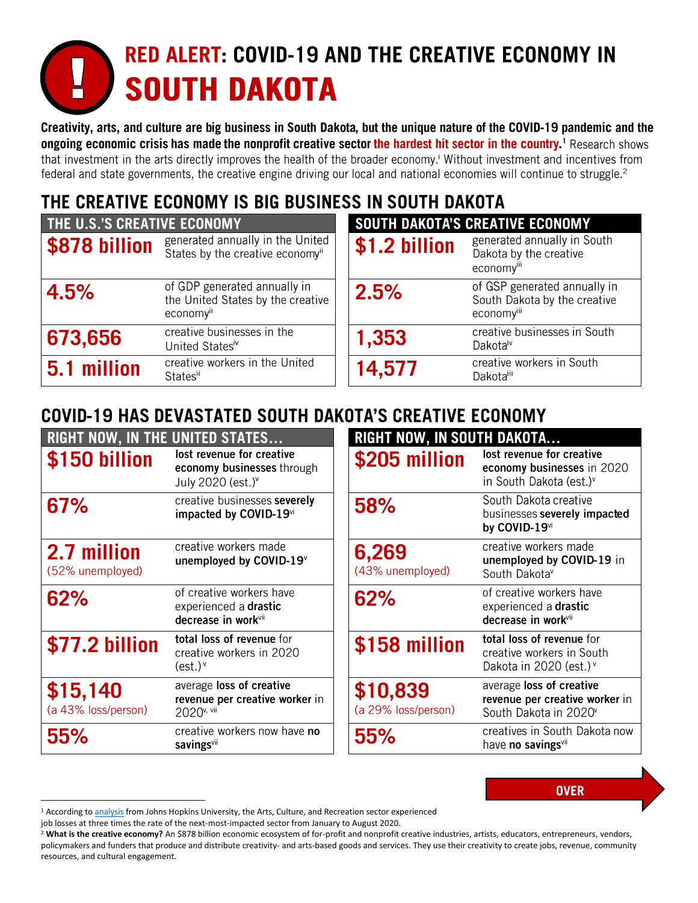# RED ALERT: COVID-19 AND THE CREATIVE ECONOMY IN SOUTH DAKOTA

**Creativity, arts, and culture are big business in South Dakota, but the unique nature of the COVID-19 pandemic and the ongoing economic crisis has made the nonprofit creative sector the hardest hit sector in the country.[1]** Research shows that investment in the arts directly improves the health of the broader economy.[i] Without investment and incentives from federal and state governments, the creative engine driving our local and national economies will continue to struggle.[2]

## THE CREATIVE ECONOMY IS BIG BUSINESS IN SOUTH DAKOTA

| THE U.S.'S CREATIVE ECONOMY | |
|---|---|
| **$878 billion** | generated annually in the United States by the creative economy[ii] |
| **4.5%** | of GDP generated annually in the United States by the creative economy[ii] |
| **673,656** | creative businesses in the United States[iv] |
| **5.1 million** | creative workers in the United States[ii] |

| SOUTH DAKOTA'S CREATIVE ECONOMY | |
|---|---|
| **$1.2 billion** | generated annually in South Dakota by the creative economy[iii] |
| **2.5%** | of GSP generated annually in South Dakota by the creative economy[iii] |
| **1,353** | creative businesses in South Dakota[iv] |
| **14,577** | creative workers in South Dakota[iii] |

## COVID-19 HAS DEVASTATED SOUTH DAKOTA'S CREATIVE ECONOMY

| RIGHT NOW, IN THE UNITED STATES… | |
|---|---|
| **$150 billion** | **lost revenue for creative economy businesses** through July 2020 (est.)[v] |
| **67%** | creative businesses **severely impacted by COVID-19**[vi] |
| **2.7 million** (52% unemployed) | creative workers made **unemployed by COVID-19**[v] |
| **62%** | of creative workers have experienced a **drastic decrease in work**[vii] |
| **$77.2 billion** | **total loss of revenue** for creative workers in 2020 (est.)[v] |
| **$15,140** (a 43% loss/person) | average **loss of creative revenue per creative worker** in 2020[v, vii] |
| **55%** | creative workers now have **no savings**[vii] |

| RIGHT NOW, IN SOUTH DAKOTA… | |
|---|---|
| **$205 million** | **lost revenue for creative economy businesses** in 2020 in South Dakota (est.)[v] |
| **58%** | South Dakota creative businesses **severely impacted by COVID-19**[vi] |
| **6,269** (43% unemployed) | creative workers made **unemployed by COVID-19** in South Dakota[v] |
| **62%** | of creative workers have experienced a **drastic decrease in work**[vii] |
| **$158 million** | **total loss of revenue** for creative workers in South Dakota in 2020 (est.)[v] |
| **$10,839** (a 29% loss/person) | average **loss of creative revenue per creative worker** in South Dakota in 2020[v] |
| **55%** | creatives in South Dakota now have **no savings**[vii] |

OVER

---

[1] According to analysis from Johns Hopkins University, the Arts, Culture, and Recreation sector experienced job losses at three times the rate of the next-most-impacted sector from January to August 2020.

[2] **What is the creative economy?** An $878 billion economic ecosystem of for-profit and nonprofit creative industries, artists, educators, entrepreneurs, vendors, policymakers and funders that produce and distribute creativity- and arts-based goods and services. They use their creativity to create jobs, revenue, community resources, and cultural engagement.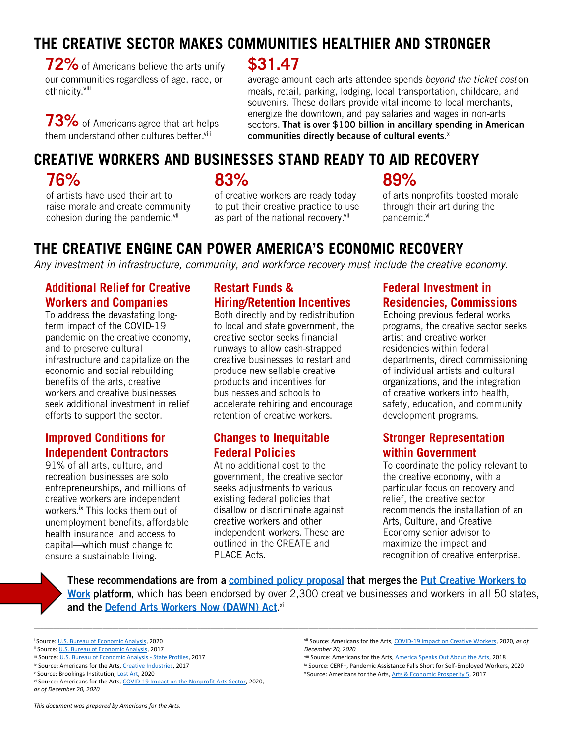# THE CREATIVE SECTOR MAKES COMMUNITIES HEALTHIER AND STRONGER

**72%** of Americans believe the arts unify our communities regardless of age, race, or ethnicity.[viii]

**73%** of Americans agree that art helps them understand other cultures better.[viii]

**$31.47**

average amount each arts attendee spends *beyond the ticket cost* on meals, retail, parking, lodging, local transportation, childcare, and souvenirs. These dollars provide vital income to local merchants, energize the downtown, and pay salaries and wages in non-arts sectors. **That is over $100 billion in ancillary spending in American communities directly because of cultural events.**[x]

# CREATIVE WORKERS AND BUSINESSES STAND READY TO AID RECOVERY

**76%**

of artists have used their art to raise morale and create community cohesion during the pandemic.[vii]

**83%**

of creative workers are ready today to put their creative practice to use as part of the national recovery.[vii]

**89%**

of arts nonprofits boosted morale through their art during the pandemic.[vi]

# THE CREATIVE ENGINE CAN POWER AMERICA'S ECONOMIC RECOVERY

*Any investment in infrastructure, community, and workforce recovery must include the creative economy.*

## Additional Relief for Creative Workers and Companies

To address the devastating long-term impact of the COVID-19 pandemic on the creative economy, and to preserve cultural infrastructure and capitalize on the economic and social rebuilding benefits of the arts, creative workers and creative businesses seek additional investment in relief efforts to support the sector.

## Restart Funds & Hiring/Retention Incentives

Both directly and by redistribution to local and state government, the creative sector seeks financial runways to allow cash-strapped creative businesses to restart and produce new sellable creative products and incentives for businesses and schools to accelerate rehiring and encourage retention of creative workers.

## Federal Investment in Residencies, Commissions

Echoing previous federal works programs, the creative sector seeks artist and creative worker residencies within federal departments, direct commissioning of individual artists and cultural organizations, and the integration of creative workers into health, safety, education, and community development programs.

## Improved Conditions for Independent Contractors

91% of all arts, culture, and recreation businesses are solo entrepreneurships, and millions of creative workers are independent workers.[ix] This locks them out of unemployment benefits, affordable health insurance, and access to capital—which must change to ensure a sustainable living.

## Changes to Inequitable Federal Policies

At no additional cost to the government, the creative sector seeks adjustments to various existing federal policies that disallow or discriminate against creative workers and other independent workers. These are outlined in the CREATE and PLACE Acts.

## Stronger Representation within Government

To coordinate the policy relevant to the creative economy, with a particular focus on recovery and relief, the creative sector recommends the installation of an Arts, Culture, and Creative Economy senior advisor to maximize the impact and recognition of creative enterprise.

**These recommendations are from a combined policy proposal that merges the Put Creative Workers to Work platform**, which has been endorsed by over 2,300 creative businesses and workers in all 50 states, **and the Defend Arts Workers Now (DAWN) Act**.[xi]

---

[i] Source: U.S. Bureau of Economic Analysis, 2020
[ii] Source: U.S. Bureau of Economic Analysis, 2017
[iii] Source: U.S. Bureau of Economic Analysis - State Profiles, 2017
[iv] Source: Americans for the Arts, Creative Industries, 2017
[v] Source: Brookings Institution, Lost Art, 2020
[vi] Source: Americans for the Arts, COVID-19 Impact on the Nonprofit Arts Sector, 2020, *as of December 20, 2020*
[vii] Source: Americans for the Arts, COVID-19 Impact on Creative Workers, 2020, *as of December 20, 2020*
[viii] Source: Americans for the Arts, America Speaks Out About the Arts, 2018
[ix] Source: CERF+, Pandemic Assistance Falls Short for Self-Employed Workers, 2020
[x] Source: Americans for the Arts, Arts & Economic Prosperity 5, 2017

*This document was prepared by Americans for the Arts.*